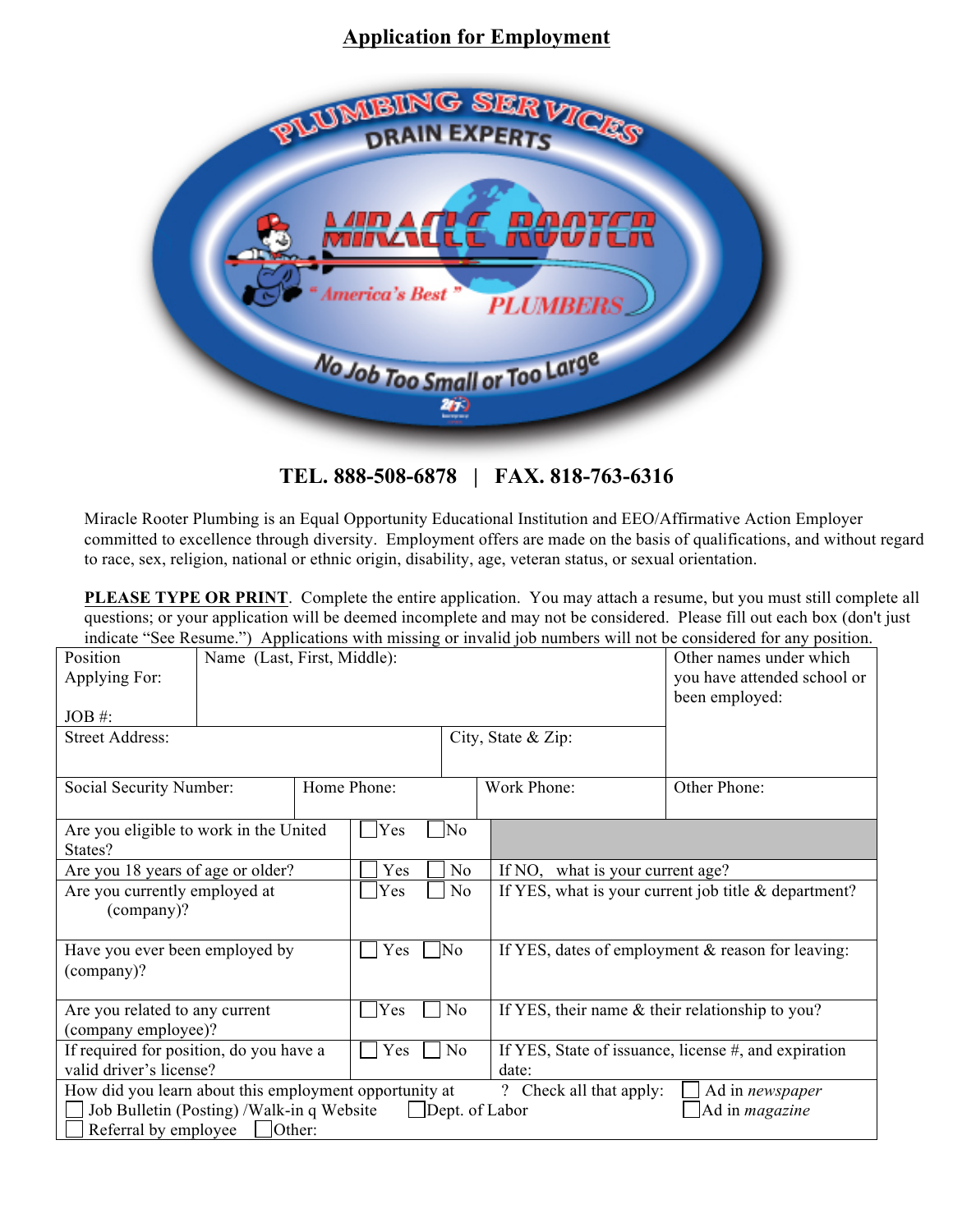# Application for Employment

**TEL. 888-508-6878 | FAX. 818-763-6316**

Miracle Rooter Plumbing is an Equal Opportunity Educational Institution and EEO/Affirmative Action Employer committed to excellence through diversity. Employment offers are made on the basis of qualifications, and without regard to race, sex, religion, national or ethnic origin, disability, age, veteran status, or sexual orientation.

**PLEASE TYPE OR PRINT**. Complete the entire application. You may attach a resume, but you must still complete all questions; or your application will be deemed incomplete and may not be considered. Please fill out each box (don't just indicate "See Resume.") Applications with missing or invalid job numbers will not be considered for any position.

| Position Applying For:<br><br>JOB #: | Name (Last, First, Middle): | | Other names under which you have attended school or been employed: |
|---|---|---|---|
| Street Address: | | City, State & Zip: | |
| Social Security Number: | Home Phone: | Work Phone: | Other Phone: |

| | | |
|---|---|---|
| Are you eligible to work in the United States? | ☐ Yes ☐ No | |
| Are you 18 years of age or older? | ☐ Yes ☐ No | If NO, what is your current age? |
| Are you currently employed at (company)? | ☐ Yes ☐ No | If YES, what is your current job title & department? |
| Have you ever been employed by (company)? | ☐ Yes ☐ No | If YES, dates of employment & reason for leaving: |
| Are you related to any current (company employee)? | ☐ Yes ☐ No | If YES, their name & their relationship to you? |
| If required for position, do you have a valid driver's license? | ☐ Yes ☐ No | If YES, State of issuance, license #, and expiration date: |

How did you learn about this employment opportunity at ? Check all that apply: ☐ Ad in *newspaper* ☐ Job Bulletin (Posting) /Walk-in q Website ☐ Dept. of Labor ☐ Ad in *magazine* ☐ Referral by employee ☐ Other: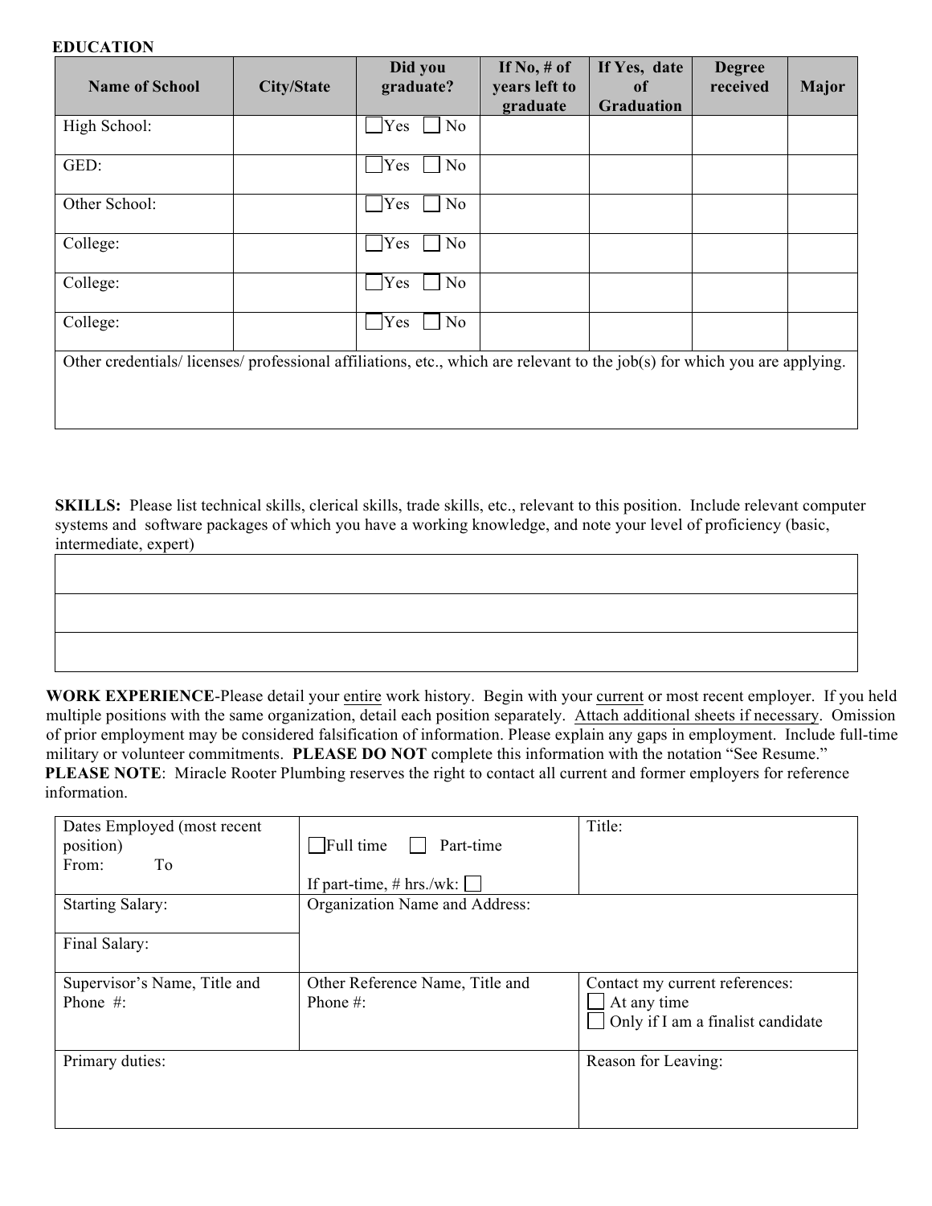## EDUCATION

| Name of School | City/State | Did you graduate? | If No, # of years left to graduate | If Yes, date of Graduation | Degree received | Major |
|---|---|---|---|---|---|---|
| High School: | | ☐Yes ☐ No | | | | |
| GED: | | ☐Yes ☐ No | | | | |
| Other School: | | ☐Yes ☐ No | | | | |
| College: | | ☐Yes ☐ No | | | | |
| College: | | ☐Yes ☐ No | | | | |
| College: | | ☐Yes ☐ No | | | | |
| Other credentials/ licenses/ professional affiliations, etc., which are relevant to the job(s) for which you are applying. | | | | | | |

**SKILLS:** Please list technical skills, clerical skills, trade skills, etc., relevant to this position. Include relevant computer systems and software packages of which you have a working knowledge, and note your level of proficiency (basic, intermediate, expert)

| |
|---|
| |
| |
| |

**WORK EXPERIENCE**-Please detail your entire work history. Begin with your current or most recent employer. If you held multiple positions with the same organization, detail each position separately. Attach additional sheets if necessary. Omission of prior employment may be considered falsification of information. Please explain any gaps in employment. Include full-time military or volunteer commitments. **PLEASE DO NOT** complete this information with the notation "See Resume." **PLEASE NOTE**: Miracle Rooter Plumbing reserves the right to contact all current and former employers for reference information.

| Dates Employed (most recent position)<br>From: To | ☐Full time ☐ Part-time<br><br>If part-time, # hrs./wk: ☐ | Title: |
|---|---|---|
| Starting Salary:<br><br>Final Salary: | Organization Name and Address: | |
| Supervisor's Name, Title and Phone #: | Other Reference Name, Title and Phone #: | Contact my current references:<br>☐ At any time<br>☐ Only if I am a finalist candidate |
| Primary duties: | | Reason for Leaving: |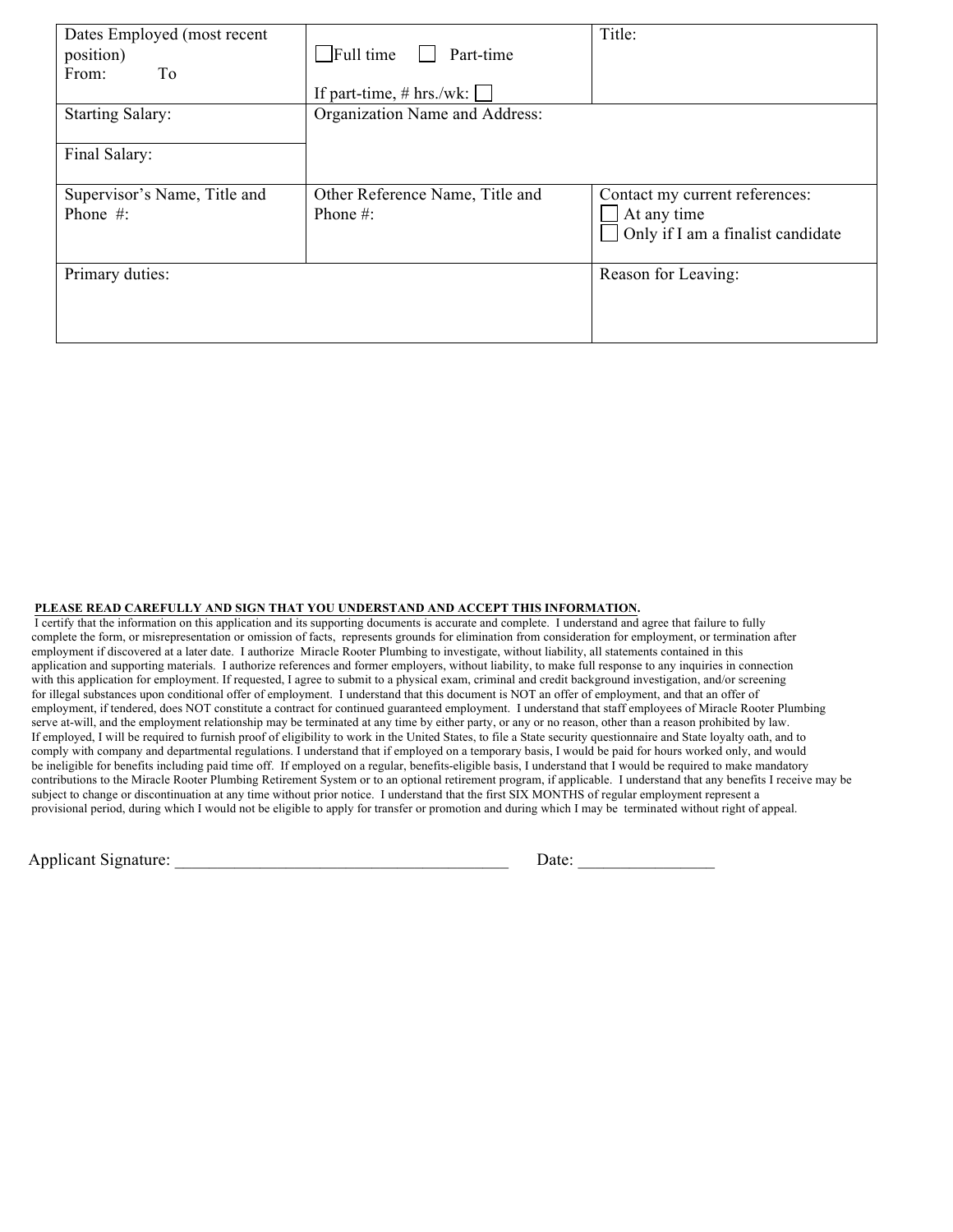| | | |
|---|---|---|
| Dates Employed (most recent position)<br>From: To | ☐ Full time ☐ Part-time<br><br>If part-time, # hrs./wk: ☐ | Title: |
| Starting Salary:<br><br>Final Salary: | Organization Name and Address: | |
| Supervisor's Name, Title and Phone #: | Other Reference Name, Title and Phone #: | Contact my current references:<br>☐ At any time<br>☐ Only if I am a finalist candidate |
| Primary duties: | | Reason for Leaving: |

**PLEASE READ CAREFULLY AND SIGN THAT YOU UNDERSTAND AND ACCEPT THIS INFORMATION.**

I certify that the information on this application and its supporting documents is accurate and complete. I understand and agree that failure to fully complete the form, or misrepresentation or omission of facts, represents grounds for elimination from consideration for employment, or termination after employment if discovered at a later date. I authorize Miracle Rooter Plumbing to investigate, without liability, all statements contained in this application and supporting materials. I authorize references and former employers, without liability, to make full response to any inquiries in connection with this application for employment. If requested, I agree to submit to a physical exam, criminal and credit background investigation, and/or screening for illegal substances upon conditional offer of employment. I understand that this document is NOT an offer of employment, and that an offer of employment, if tendered, does NOT constitute a contract for continued guaranteed employment. I understand that staff employees of Miracle Rooter Plumbing serve at-will, and the employment relationship may be terminated at any time by either party, or any or no reason, other than a reason prohibited by law. If employed, I will be required to furnish proof of eligibility to work in the United States, to file a State security questionnaire and State loyalty oath, and to comply with company and departmental regulations. I understand that if employed on a temporary basis, I would be paid for hours worked only, and would be ineligible for benefits including paid time off. If employed on a regular, benefits-eligible basis, I understand that I would be required to make mandatory contributions to the Miracle Rooter Plumbing Retirement System or to an optional retirement program, if applicable. I understand that any benefits I receive may be subject to change or discontinuation at any time without prior notice. I understand that the first SIX MONTHS of regular employment represent a provisional period, during which I would not be eligible to apply for transfer or promotion and during which I may be terminated without right of appeal.

Applicant Signature: _______________________________________ Date: _______________